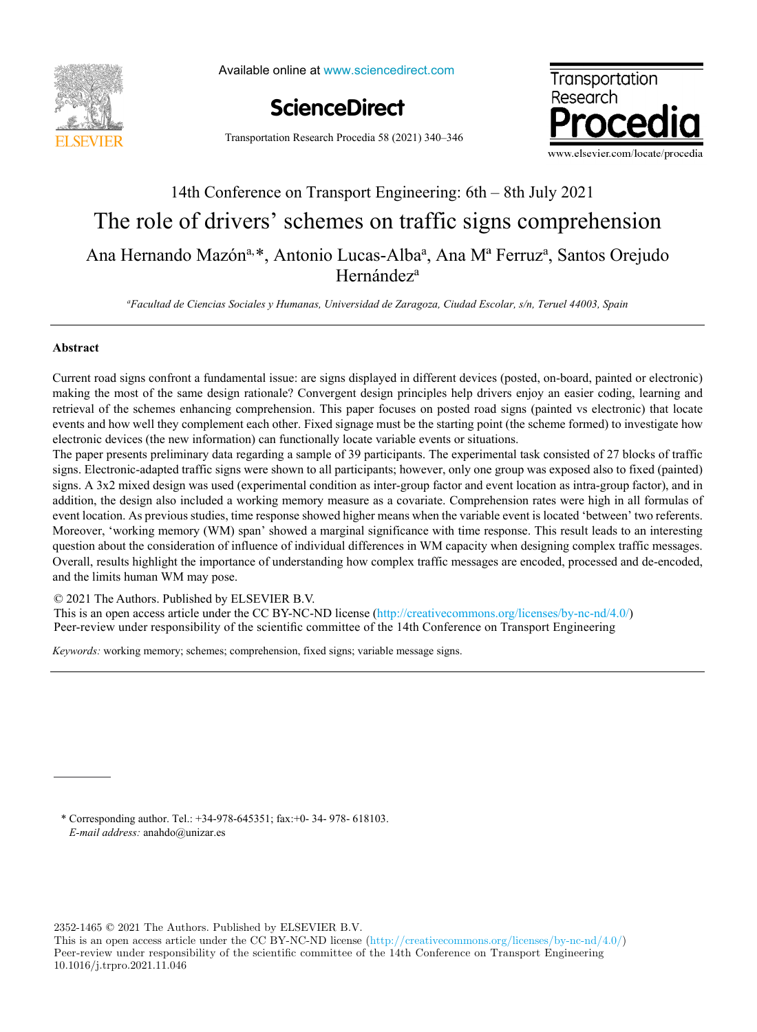14th Conference on Transport Engineering: 6th – 8th July 2021

# The role of drivers' schemes on traffic signs comprehension

Ana Hernando Mazón[a,]*, Antonio Lucas-Alba[a], Ana Mª Ferruz[a], Santos Orejudo Hernández[a]

[a]*Facultad de Ciencias Sociales y Humanas, Universidad de Zaragoza, Ciudad Escolar, s/n, Teruel 44003, Spain*

---

## Abstract

Current road signs confront a fundamental issue: are signs displayed in different devices (posted, on-board, painted or electronic) making the most of the same design rationale? Convergent design principles help drivers enjoy an easier coding, learning and retrieval of the schemes enhancing comprehension. This paper focuses on posted road signs (painted vs electronic) that locate events and how well they complement each other. Fixed signage must be the starting point (the scheme formed) to investigate how electronic devices (the new information) can functionally locate variable events or situations.

The paper presents preliminary data regarding a sample of 39 participants. The experimental task consisted of 27 blocks of traffic signs. Electronic-adapted traffic signs were shown to all participants; however, only one group was exposed also to fixed (painted) signs. A 3x2 mixed design was used (experimental condition as inter-group factor and event location as intra-group factor), and in addition, the design also included a working memory measure as a covariate. Comprehension rates were high in all formulas of event location. As previous studies, time response showed higher means when the variable event is located 'between' two referents. Moreover, 'working memory (WM) span' showed a marginal significance with time response. This result leads to an interesting question about the consideration of influence of individual differences in WM capacity when designing complex traffic messages. Overall, results highlight the importance of understanding how complex traffic messages are encoded, processed and de-encoded, and the limits human WM may pose.

© 2021 The Authors. Published by ELSEVIER B.V.
This is an open access article under the CC BY-NC-ND license (http://creativecommons.org/licenses/by-nc-nd/4.0/)
Peer-review under responsibility of the scientific committee of the 14th Conference on Transport Engineering

*Keywords:* working memory; schemes; comprehension, fixed signs; variable message signs.

---

\* Corresponding author. Tel.: +34-978-645351; fax:+0- 34- 978- 618103.
*E-mail address:* anahdo@unizar.es

2352-1465 © 2021 The Authors. Published by ELSEVIER B.V.
This is an open access article under the CC BY-NC-ND license (http://creativecommons.org/licenses/by-nc-nd/4.0/)
Peer-review under responsibility of the scientific committee of the 14th Conference on Transport Engineering
10.1016/j.trpro.2021.11.046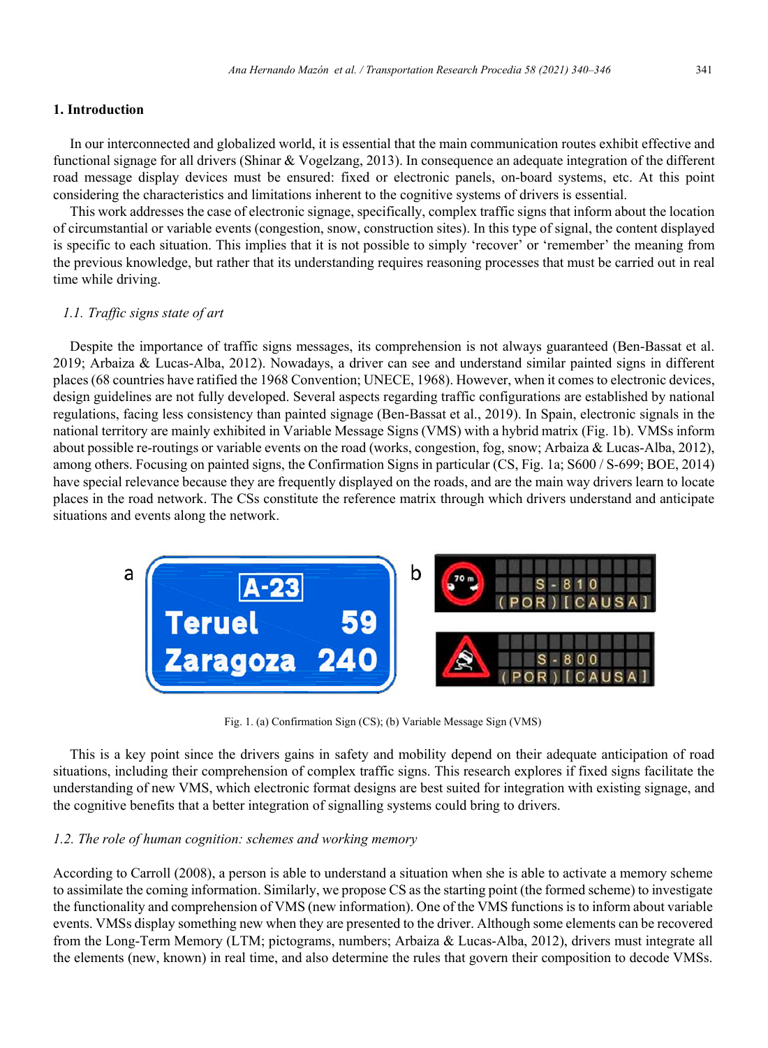## 1. Introduction

In our interconnected and globalized world, it is essential that the main communication routes exhibit effective and functional signage for all drivers (Shinar & Vogelzang, 2013). In consequence an adequate integration of the different road message display devices must be ensured: fixed or electronic panels, on-board systems, etc. At this point considering the characteristics and limitations inherent to the cognitive systems of drivers is essential.

This work addresses the case of electronic signage, specifically, complex traffic signs that inform about the location of circumstantial or variable events (congestion, snow, construction sites). In this type of signal, the content displayed is specific to each situation. This implies that it is not possible to simply 'recover' or 'remember' the meaning from the previous knowledge, but rather that its understanding requires reasoning processes that must be carried out in real time while driving.

### *1.1. Traffic signs state of art*

Despite the importance of traffic signs messages, its comprehension is not always guaranteed (Ben-Bassat et al. 2019; Arbaiza & Lucas-Alba, 2012). Nowadays, a driver can see and understand similar painted signs in different places (68 countries have ratified the 1968 Convention; UNECE, 1968). However, when it comes to electronic devices, design guidelines are not fully developed. Several aspects regarding traffic configurations are established by national regulations, facing less consistency than painted signage (Ben-Bassat et al., 2019). In Spain, electronic signals in the national territory are mainly exhibited in Variable Message Signs (VMS) with a hybrid matrix (Fig. 1b). VMSs inform about possible re-routings or variable events on the road (works, congestion, fog, snow; Arbaiza & Lucas-Alba, 2012), among others. Focusing on painted signs, the Confirmation Signs in particular (CS, Fig. 1a; S600 / S-699; BOE, 2014) have special relevance because they are frequently displayed on the roads, and are the main way drivers learn to locate places in the road network. The CSs constitute the reference matrix through which drivers understand and anticipate situations and events along the network.

Fig. 1. (a) Confirmation Sign (CS); (b) Variable Message Sign (VMS)

This is a key point since the drivers gains in safety and mobility depend on their adequate anticipation of road situations, including their comprehension of complex traffic signs. This research explores if fixed signs facilitate the understanding of new VMS, which electronic format designs are best suited for integration with existing signage, and the cognitive benefits that a better integration of signalling systems could bring to drivers.

### *1.2. The role of human cognition: schemes and working memory*

According to Carroll (2008), a person is able to understand a situation when she is able to activate a memory scheme to assimilate the coming information. Similarly, we propose CS as the starting point (the formed scheme) to investigate the functionality and comprehension of VMS (new information). One of the VMS functions is to inform about variable events. VMSs display something new when they are presented to the driver. Although some elements can be recovered from the Long-Term Memory (LTM; pictograms, numbers; Arbaiza & Lucas-Alba, 2012), drivers must integrate all the elements (new, known) in real time, and also determine the rules that govern their composition to decode VMSs.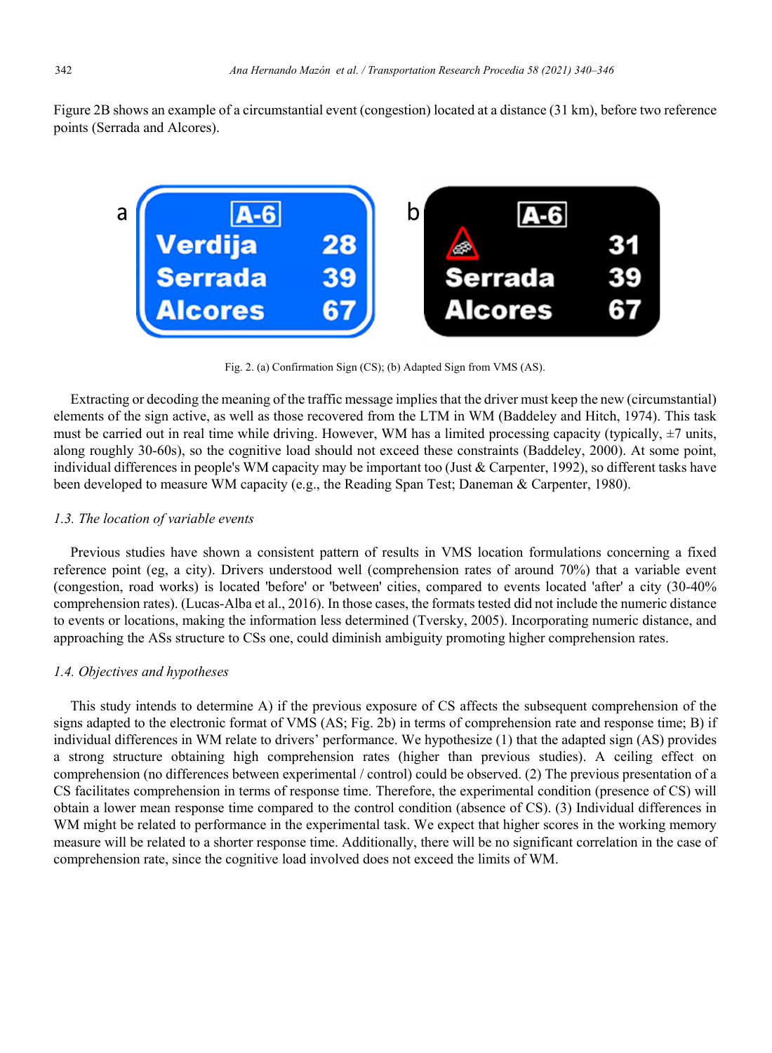Figure 2B shows an example of a circumstantial event (congestion) located at a distance (31 km), before two reference points (Serrada and Alcores).

Fig. 2. (a) Confirmation Sign (CS); (b) Adapted Sign from VMS (AS).

Extracting or decoding the meaning of the traffic message implies that the driver must keep the new (circumstantial) elements of the sign active, as well as those recovered from the LTM in WM (Baddeley and Hitch, 1974). This task must be carried out in real time while driving. However, WM has a limited processing capacity (typically, ±7 units, along roughly 30-60s), so the cognitive load should not exceed these constraints (Baddeley, 2000). At some point, individual differences in people's WM capacity may be important too (Just & Carpenter, 1992), so different tasks have been developed to measure WM capacity (e.g., the Reading Span Test; Daneman & Carpenter, 1980).

### *1.3. The location of variable events*

Previous studies have shown a consistent pattern of results in VMS location formulations concerning a fixed reference point (eg, a city). Drivers understood well (comprehension rates of around 70%) that a variable event (congestion, road works) is located 'before' or 'between' cities, compared to events located 'after' a city (30-40% comprehension rates). (Lucas-Alba et al., 2016). In those cases, the formats tested did not include the numeric distance to events or locations, making the information less determined (Tversky, 2005). Incorporating numeric distance, and approaching the ASs structure to CSs one, could diminish ambiguity promoting higher comprehension rates.

### *1.4. Objectives and hypotheses*

This study intends to determine A) if the previous exposure of CS affects the subsequent comprehension of the signs adapted to the electronic format of VMS (AS; Fig. 2b) in terms of comprehension rate and response time; B) if individual differences in WM relate to drivers' performance. We hypothesize (1) that the adapted sign (AS) provides a strong structure obtaining high comprehension rates (higher than previous studies). A ceiling effect on comprehension (no differences between experimental / control) could be observed. (2) The previous presentation of a CS facilitates comprehension in terms of response time. Therefore, the experimental condition (presence of CS) will obtain a lower mean response time compared to the control condition (absence of CS). (3) Individual differences in WM might be related to performance in the experimental task. We expect that higher scores in the working memory measure will be related to a shorter response time. Additionally, there will be no significant correlation in the case of comprehension rate, since the cognitive load involved does not exceed the limits of WM.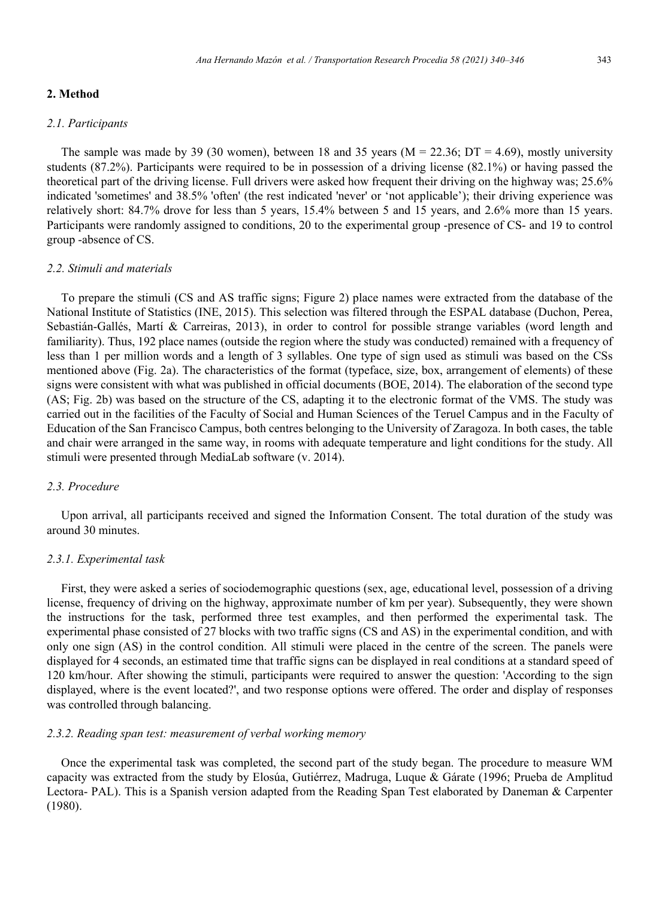## 2. Method

### *2.1. Participants*

The sample was made by 39 (30 women), between 18 and 35 years (M = 22.36; DT = 4.69), mostly university students (87.2%). Participants were required to be in possession of a driving license (82.1%) or having passed the theoretical part of the driving license. Full drivers were asked how frequent their driving on the highway was; 25.6% indicated 'sometimes' and 38.5% 'often' (the rest indicated 'never' or 'not applicable'); their driving experience was relatively short: 84.7% drove for less than 5 years, 15.4% between 5 and 15 years, and 2.6% more than 15 years. Participants were randomly assigned to conditions, 20 to the experimental group -presence of CS- and 19 to control group -absence of CS.

### *2.2. Stimuli and materials*

To prepare the stimuli (CS and AS traffic signs; Figure 2) place names were extracted from the database of the National Institute of Statistics (INE, 2015). This selection was filtered through the ESPAL database (Duchon, Perea, Sebastián-Gallés, Martí & Carreiras, 2013), in order to control for possible strange variables (word length and familiarity). Thus, 192 place names (outside the region where the study was conducted) remained with a frequency of less than 1 per million words and a length of 3 syllables. One type of sign used as stimuli was based on the CSs mentioned above (Fig. 2a). The characteristics of the format (typeface, size, box, arrangement of elements) of these signs were consistent with what was published in official documents (BOE, 2014). The elaboration of the second type (AS; Fig. 2b) was based on the structure of the CS, adapting it to the electronic format of the VMS. The study was carried out in the facilities of the Faculty of Social and Human Sciences of the Teruel Campus and in the Faculty of Education of the San Francisco Campus, both centres belonging to the University of Zaragoza. In both cases, the table and chair were arranged in the same way, in rooms with adequate temperature and light conditions for the study. All stimuli were presented through MediaLab software (v. 2014).

### *2.3. Procedure*

Upon arrival, all participants received and signed the Information Consent. The total duration of the study was around 30 minutes.

#### *2.3.1. Experimental task*

First, they were asked a series of sociodemographic questions (sex, age, educational level, possession of a driving license, frequency of driving on the highway, approximate number of km per year). Subsequently, they were shown the instructions for the task, performed three test examples, and then performed the experimental task. The experimental phase consisted of 27 blocks with two traffic signs (CS and AS) in the experimental condition, and with only one sign (AS) in the control condition. All stimuli were placed in the centre of the screen. The panels were displayed for 4 seconds, an estimated time that traffic signs can be displayed in real conditions at a standard speed of 120 km/hour. After showing the stimuli, participants were required to answer the question: 'According to the sign displayed, where is the event located?', and two response options were offered. The order and display of responses was controlled through balancing.

#### *2.3.2. Reading span test: measurement of verbal working memory*

Once the experimental task was completed, the second part of the study began. The procedure to measure WM capacity was extracted from the study by Elosúa, Gutiérrez, Madruga, Luque & Gárate (1996; Prueba de Amplitud Lectora- PAL). This is a Spanish version adapted from the Reading Span Test elaborated by Daneman & Carpenter (1980).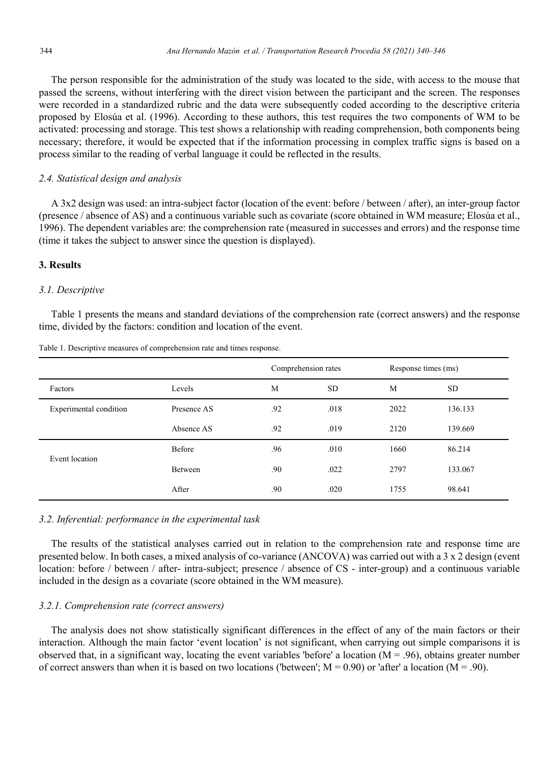The person responsible for the administration of the study was located to the side, with access to the mouse that passed the screens, without interfering with the direct vision between the participant and the screen. The responses were recorded in a standardized rubric and the data were subsequently coded according to the descriptive criteria proposed by Elosúa et al. (1996). According to these authors, this test requires the two components of WM to be activated: processing and storage. This test shows a relationship with reading comprehension, both components being necessary; therefore, it would be expected that if the information processing in complex traffic signs is based on a process similar to the reading of verbal language it could be reflected in the results.

### *2.4. Statistical design and analysis*

A 3x2 design was used: an intra-subject factor (location of the event: before / between / after), an inter-group factor (presence / absence of AS) and a continuous variable such as covariate (score obtained in WM measure; Elosúa et al., 1996). The dependent variables are: the comprehension rate (measured in successes and errors) and the response time (time it takes the subject to answer since the question is displayed).

## 3. Results

### *3.1. Descriptive*

Table 1 presents the means and standard deviations of the comprehension rate (correct answers) and the response time, divided by the factors: condition and location of the event.

Table 1. Descriptive measures of comprehension rate and times response.

| | | Comprehension rates | | Response times (ms) | |
|---|---|---|---|---|---|
| Factors | Levels | M | SD | M | SD |
| Experimental condition | Presence AS | .92 | .018 | 2022 | 136.133 |
| | Absence AS | .92 | .019 | 2120 | 139.669 |
| Event location | Before | .96 | .010 | 1660 | 86.214 |
| | Between | .90 | .022 | 2797 | 133.067 |
| | After | .90 | .020 | 1755 | 98.641 |

### *3.2. Inferential: performance in the experimental task*

The results of the statistical analyses carried out in relation to the comprehension rate and response time are presented below. In both cases, a mixed analysis of co-variance (ANCOVA) was carried out with a 3 x 2 design (event location: before / between / after- intra-subject; presence / absence of CS - inter-group) and a continuous variable included in the design as a covariate (score obtained in the WM measure).

#### *3.2.1. Comprehension rate (correct answers)*

The analysis does not show statistically significant differences in the effect of any of the main factors or their interaction. Although the main factor 'event location' is not significant, when carrying out simple comparisons it is observed that, in a significant way, locating the event variables 'before' a location ($M = .96$), obtains greater number of correct answers than when it is based on two locations ('between'; $M = 0.90$) or 'after' a location ($M = .90$).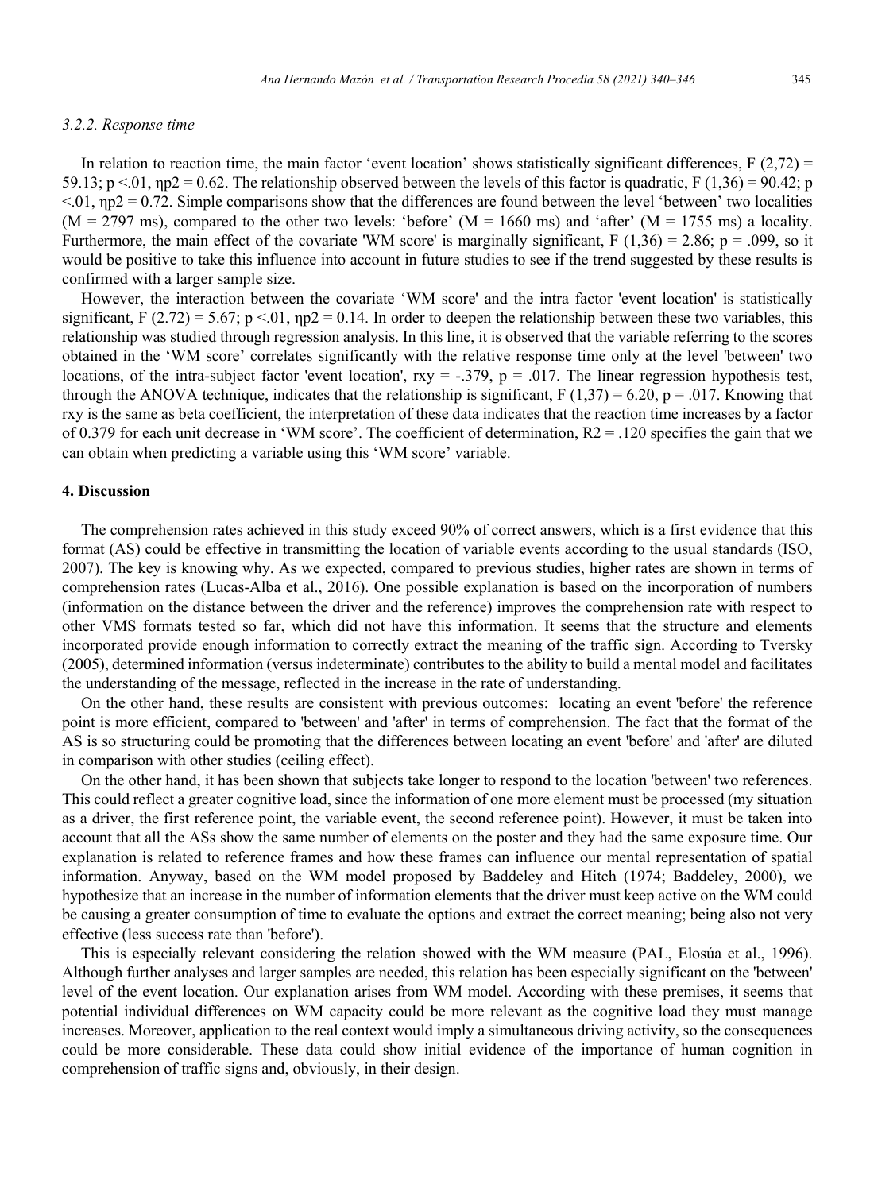### 3.2.2. Response time

In relation to reaction time, the main factor 'event location' shows statistically significant differences, $F(2,72) = 59.13$; $p < .01$, $\eta p2 = 0.62$. The relationship observed between the levels of this factor is quadratic, $F(1,36) = 90.42$; $p < .01$, $\eta p2 = 0.72$. Simple comparisons show that the differences are found between the level 'between' two localities ($M = 2797$ ms), compared to the other two levels: 'before' ($M = 1660$ ms) and 'after' ($M = 1755$ ms) a locality. Furthermore, the main effect of the covariate 'WM score' is marginally significant, $F(1,36) = 2.86$; $p = .099$, so it would be positive to take this influence into account in future studies to see if the trend suggested by these results is confirmed with a larger sample size.

However, the interaction between the covariate 'WM score' and the intra factor 'event location' is statistically significant, $F(2.72) = 5.67$; $p < .01$, $\eta p2 = 0.14$. In order to deepen the relationship between these two variables, this relationship was studied through regression analysis. In this line, it is observed that the variable referring to the scores obtained in the 'WM score' correlates significantly with the relative response time only at the level 'between' two locations, of the intra-subject factor 'event location', $r_{xy} = -.379$, $p = .017$. The linear regression hypothesis test, through the ANOVA technique, indicates that the relationship is significant, $F(1,37) = 6.20$, $p = .017$. Knowing that $r_{xy}$ is the same as beta coefficient, the interpretation of these data indicates that the reaction time increases by a factor of 0.379 for each unit decrease in 'WM score'. The coefficient of determination, $R2 = .120$ specifies the gain that we can obtain when predicting a variable using this 'WM score' variable.

## 4. Discussion

The comprehension rates achieved in this study exceed 90% of correct answers, which is a first evidence that this format (AS) could be effective in transmitting the location of variable events according to the usual standards (ISO, 2007). The key is knowing why. As we expected, compared to previous studies, higher rates are shown in terms of comprehension rates (Lucas-Alba et al., 2016). One possible explanation is based on the incorporation of numbers (information on the distance between the driver and the reference) improves the comprehension rate with respect to other VMS formats tested so far, which did not have this information. It seems that the structure and elements incorporated provide enough information to correctly extract the meaning of the traffic sign. According to Tversky (2005), determined information (versus indeterminate) contributes to the ability to build a mental model and facilitates the understanding of the message, reflected in the increase in the rate of understanding.

On the other hand, these results are consistent with previous outcomes: locating an event 'before' the reference point is more efficient, compared to 'between' and 'after' in terms of comprehension. The fact that the format of the AS is so structuring could be promoting that the differences between locating an event 'before' and 'after' are diluted in comparison with other studies (ceiling effect).

On the other hand, it has been shown that subjects take longer to respond to the location 'between' two references. This could reflect a greater cognitive load, since the information of one more element must be processed (my situation as a driver, the first reference point, the variable event, the second reference point). However, it must be taken into account that all the ASs show the same number of elements on the poster and they had the same exposure time. Our explanation is related to reference frames and how these frames can influence our mental representation of spatial information. Anyway, based on the WM model proposed by Baddeley and Hitch (1974; Baddeley, 2000), we hypothesize that an increase in the number of information elements that the driver must keep active on the WM could be causing a greater consumption of time to evaluate the options and extract the correct meaning; being also not very effective (less success rate than 'before').

This is especially relevant considering the relation showed with the WM measure (PAL, Elosúa et al., 1996). Although further analyses and larger samples are needed, this relation has been especially significant on the 'between' level of the event location. Our explanation arises from WM model. According with these premises, it seems that potential individual differences on WM capacity could be more relevant as the cognitive load they must manage increases. Moreover, application to the real context would imply a simultaneous driving activity, so the consequences could be more considerable. These data could show initial evidence of the importance of human cognition in comprehension of traffic signs and, obviously, in their design.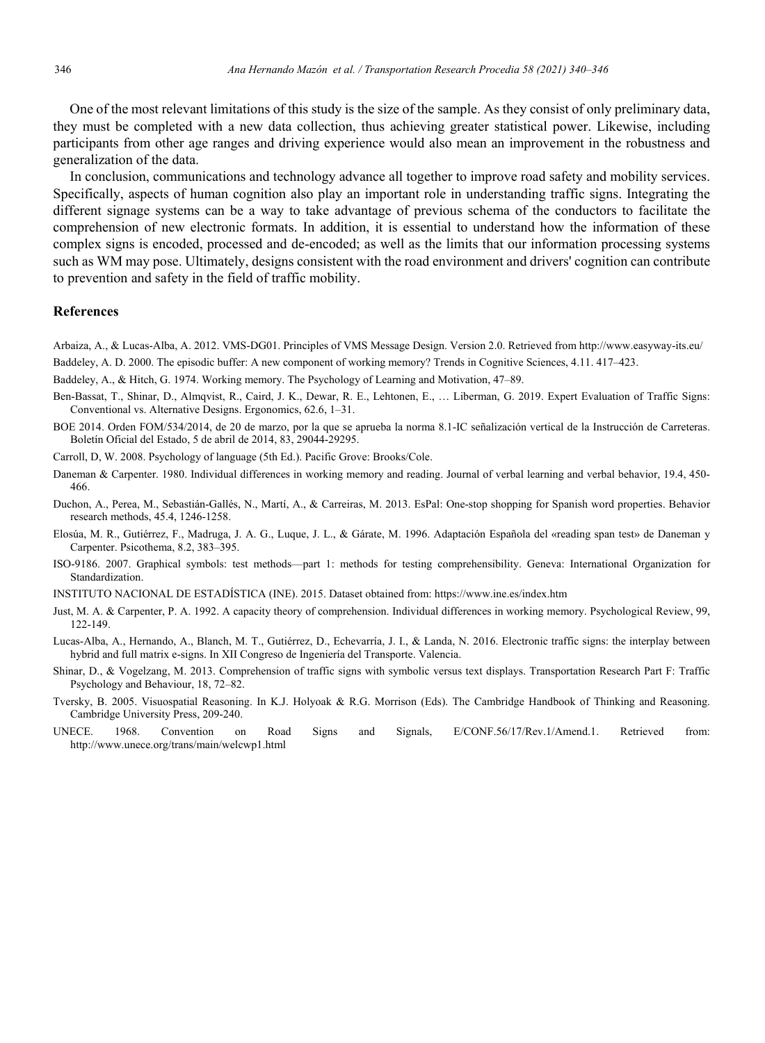One of the most relevant limitations of this study is the size of the sample. As they consist of only preliminary data, they must be completed with a new data collection, thus achieving greater statistical power. Likewise, including participants from other age ranges and driving experience would also mean an improvement in the robustness and generalization of the data.

In conclusion, communications and technology advance all together to improve road safety and mobility services. Specifically, aspects of human cognition also play an important role in understanding traffic signs. Integrating the different signage systems can be a way to take advantage of previous schema of the conductors to facilitate the comprehension of new electronic formats. In addition, it is essential to understand how the information of these complex signs is encoded, processed and de-encoded; as well as the limits that our information processing systems such as WM may pose. Ultimately, designs consistent with the road environment and drivers' cognition can contribute to prevention and safety in the field of traffic mobility.

## References

Arbaiza, A., & Lucas-Alba, A. 2012. VMS-DG01. Principles of VMS Message Design. Version 2.0. Retrieved from http://www.easyway-its.eu/

Baddeley, A. D. 2000. The episodic buffer: A new component of working memory? Trends in Cognitive Sciences, 4.11. 417–423.

Baddeley, A., & Hitch, G. 1974. Working memory. The Psychology of Learning and Motivation, 47–89.

Ben-Bassat, T., Shinar, D., Almqvist, R., Caird, J. K., Dewar, R. E., Lehtonen, E., … Liberman, G. 2019. Expert Evaluation of Traffic Signs: Conventional vs. Alternative Designs. Ergonomics, 62.6, 1–31.

BOE 2014. Orden FOM/534/2014, de 20 de marzo, por la que se aprueba la norma 8.1-IC señalización vertical de la Instrucción de Carreteras. Boletín Oficial del Estado, 5 de abril de 2014, 83, 29044-29295.

Carroll, D, W. 2008. Psychology of language (5th Ed.). Pacific Grove: Brooks/Cole.

Daneman & Carpenter. 1980. Individual differences in working memory and reading. Journal of verbal learning and verbal behavior, 19.4, 450-466.

Duchon, A., Perea, M., Sebastián-Gallés, N., Martí, A., & Carreiras, M. 2013. EsPal: One-stop shopping for Spanish word properties. Behavior research methods, 45.4, 1246-1258.

Elosúa, M. R., Gutiérrez, F., Madruga, J. A. G., Luque, J. L., & Gárate, M. 1996. Adaptación Española del «reading span test» de Daneman y Carpenter. Psicothema, 8.2, 383–395.

ISO-9186. 2007. Graphical symbols: test methods—part 1: methods for testing comprehensibility. Geneva: International Organization for Standardization.

INSTITUTO NACIONAL DE ESTADÍSTICA (INE). 2015. Dataset obtained from: https://www.ine.es/index.htm

Just, M. A. & Carpenter, P. A. 1992. A capacity theory of comprehension. Individual differences in working memory. Psychological Review, 99, 122-149.

Lucas-Alba, A., Hernando, A., Blanch, M. T., Gutiérrez, D., Echevarría, J. I., & Landa, N. 2016. Electronic traffic signs: the interplay between hybrid and full matrix e-signs. In XII Congreso de Ingeniería del Transporte. Valencia.

Shinar, D., & Vogelzang, M. 2013. Comprehension of traffic signs with symbolic versus text displays. Transportation Research Part F: Traffic Psychology and Behaviour, 18, 72–82.

Tversky, B. 2005. Visuospatial Reasoning. In K.J. Holyoak & R.G. Morrison (Eds). The Cambridge Handbook of Thinking and Reasoning. Cambridge University Press, 209-240.

UNECE. 1968. Convention on Road Signs and Signals, E/CONF.56/17/Rev.1/Amend.1. Retrieved from: http://www.unece.org/trans/main/welcwp1.html